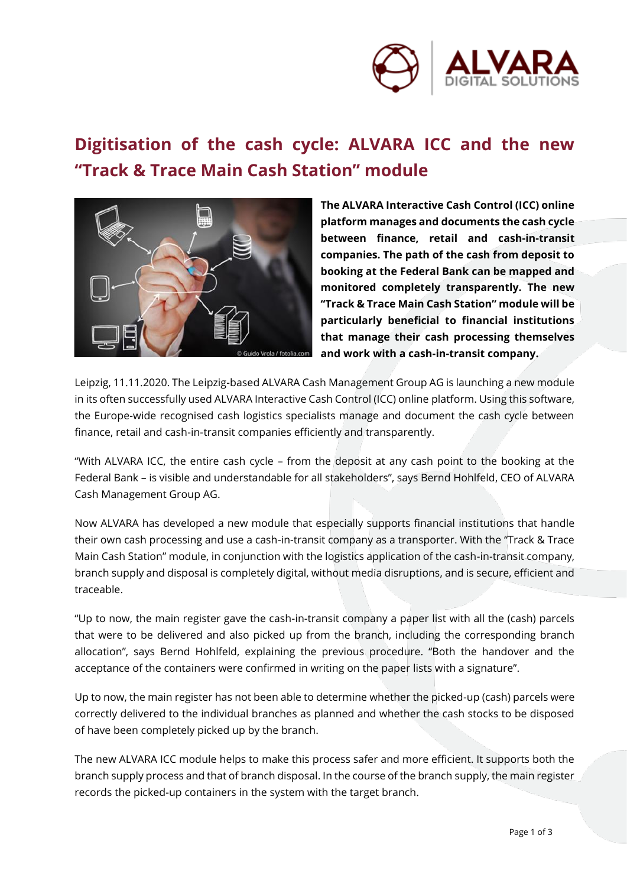# Digitisation of the cash cycle: ALVARA ICC and the new "Track & Trace Main Cash Station" module

**The ALVARA Interactive Cash Control (ICC) online platform manages and documents the cash cycle between finance, retail and cash-in-transit companies. The path of the cash from deposit to booking at the Federal Bank can be mapped and monitored completely transparently. The new "Track & Trace Main Cash Station" module will be particularly beneficial to financial institutions that manage their cash processing themselves and work with a cash-in-transit company.**

Leipzig, 11.11.2020. The Leipzig-based ALVARA Cash Management Group AG is launching a new module in its often successfully used ALVARA Interactive Cash Control (ICC) online platform. Using this software, the Europe-wide recognised cash logistics specialists manage and document the cash cycle between finance, retail and cash-in-transit companies efficiently and transparently.

"With ALVARA ICC, the entire cash cycle – from the deposit at any cash point to the booking at the Federal Bank – is visible and understandable for all stakeholders", says Bernd Hohlfeld, CEO of ALVARA Cash Management Group AG.

Now ALVARA has developed a new module that especially supports financial institutions that handle their own cash processing and use a cash-in-transit company as a transporter. With the "Track & Trace Main Cash Station" module, in conjunction with the logistics application of the cash-in-transit company, branch supply and disposal is completely digital, without media disruptions, and is secure, efficient and traceable.

"Up to now, the main register gave the cash-in-transit company a paper list with all the (cash) parcels that were to be delivered and also picked up from the branch, including the corresponding branch allocation", says Bernd Hohlfeld, explaining the previous procedure. "Both the handover and the acceptance of the containers were confirmed in writing on the paper lists with a signature".

Up to now, the main register has not been able to determine whether the picked-up (cash) parcels were correctly delivered to the individual branches as planned and whether the cash stocks to be disposed of have been completely picked up by the branch.

The new ALVARA ICC module helps to make this process safer and more efficient. It supports both the branch supply process and that of branch disposal. In the course of the branch supply, the main register records the picked-up containers in the system with the target branch.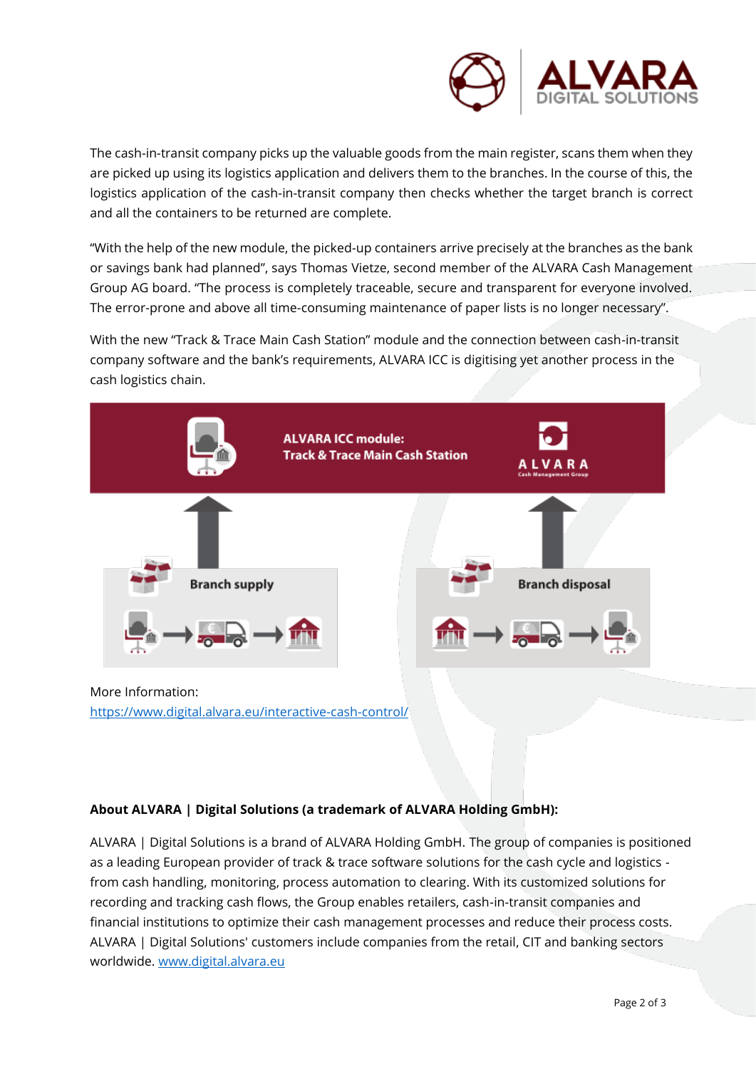The cash-in-transit company picks up the valuable goods from the main register, scans them when they are picked up using its logistics application and delivers them to the branches. In the course of this, the logistics application of the cash-in-transit company then checks whether the target branch is correct and all the containers to be returned are complete.

"With the help of the new module, the picked-up containers arrive precisely at the branches as the bank or savings bank had planned", says Thomas Vietze, second member of the ALVARA Cash Management Group AG board. "The process is completely traceable, secure and transparent for everyone involved. The error-prone and above all time-consuming maintenance of paper lists is no longer necessary".

With the new "Track & Trace Main Cash Station" module and the connection between cash-in-transit company software and the bank's requirements, ALVARA ICC is digitising yet another process in the cash logistics chain.

**ALVARA ICC module: Track & Trace Main Cash Station**

ALVARA Cash Management Group

Branch supply

Branch disposal

More Information:
[https://www.digital.alvara.eu/interactive-cash-control/](https://www.digital.alvara.eu/interactive-cash-control/)

**About ALVARA | Digital Solutions (a trademark of ALVARA Holding GmbH):**

ALVARA | Digital Solutions is a brand of ALVARA Holding GmbH. The group of companies is positioned as a leading European provider of track & trace software solutions for the cash cycle and logistics - from cash handling, monitoring, process automation to clearing. With its customized solutions for recording and tracking cash flows, the Group enables retailers, cash-in-transit companies and financial institutions to optimize their cash management processes and reduce their process costs. ALVARA | Digital Solutions' customers include companies from the retail, CIT and banking sectors worldwide. [www.digital.alvara.eu](www.digital.alvara.eu)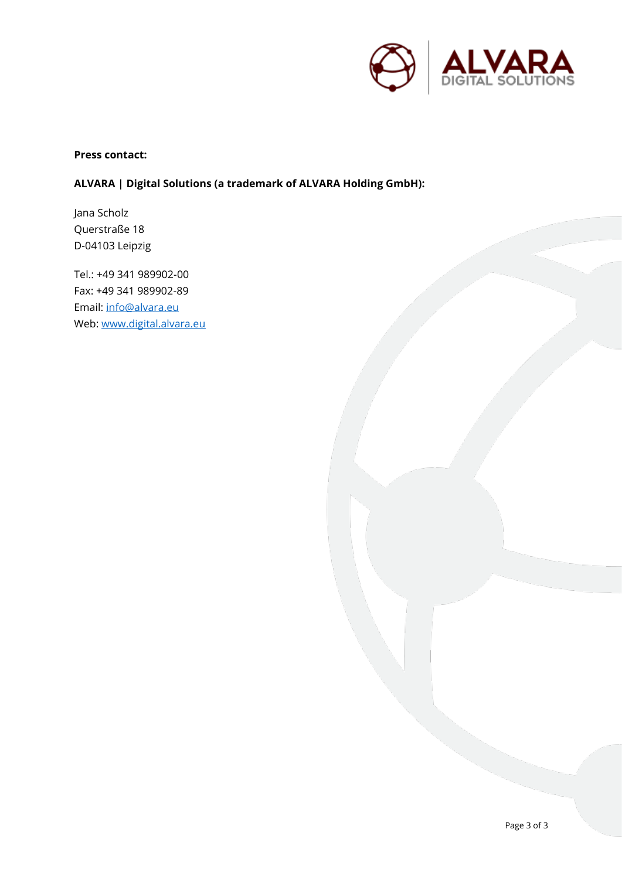**Press contact:**

**ALVARA | Digital Solutions (a trademark of ALVARA Holding GmbH):**

Jana Scholz
Querstraße 18
D-04103 Leipzig

Tel.: +49 341 989902-00
Fax: +49 341 989902-89
Email: info@alvara.eu
Web: www.digital.alvara.eu